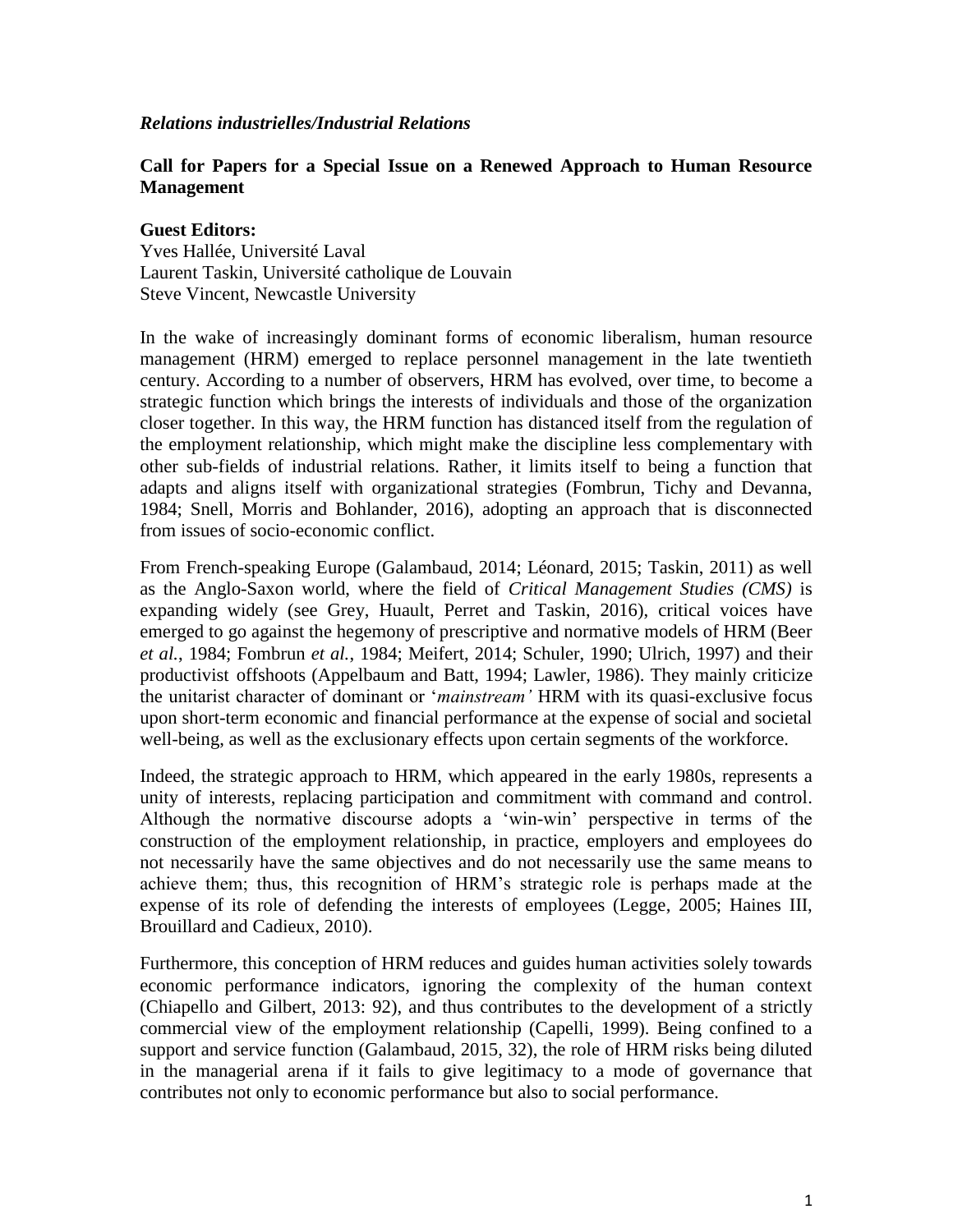***Relations industrielles/Industrial Relations***

**Call for Papers for a Special Issue on a Renewed Approach to Human Resource Management**

**Guest Editors:**
Yves Hallée, Université Laval
Laurent Taskin, Université catholique de Louvain
Steve Vincent, Newcastle University

In the wake of increasingly dominant forms of economic liberalism, human resource management (HRM) emerged to replace personnel management in the late twentieth century. According to a number of observers, HRM has evolved, over time, to become a strategic function which brings the interests of individuals and those of the organization closer together. In this way, the HRM function has distanced itself from the regulation of the employment relationship, which might make the discipline less complementary with other sub-fields of industrial relations. Rather, it limits itself to being a function that adapts and aligns itself with organizational strategies (Fombrun, Tichy and Devanna, 1984; Snell, Morris and Bohlander, 2016), adopting an approach that is disconnected from issues of socio-economic conflict.

From French-speaking Europe (Galambaud, 2014; Léonard, 2015; Taskin, 2011) as well as the Anglo-Saxon world, where the field of *Critical Management Studies (CMS)* is expanding widely (see Grey, Huault, Perret and Taskin, 2016), critical voices have emerged to go against the hegemony of prescriptive and normative models of HRM (Beer *et al.*, 1984; Fombrun *et al.*, 1984; Meifert, 2014; Schuler, 1990; Ulrich, 1997) and their productivist offshoots (Appelbaum and Batt, 1994; Lawler, 1986). They mainly criticize the unitarist character of dominant or '*mainstream'* HRM with its quasi-exclusive focus upon short-term economic and financial performance at the expense of social and societal well-being, as well as the exclusionary effects upon certain segments of the workforce.

Indeed, the strategic approach to HRM, which appeared in the early 1980s, represents a unity of interests, replacing participation and commitment with command and control. Although the normative discourse adopts a 'win-win' perspective in terms of the construction of the employment relationship, in practice, employers and employees do not necessarily have the same objectives and do not necessarily use the same means to achieve them; thus, this recognition of HRM's strategic role is perhaps made at the expense of its role of defending the interests of employees (Legge, 2005; Haines III, Brouillard and Cadieux, 2010).

Furthermore, this conception of HRM reduces and guides human activities solely towards economic performance indicators, ignoring the complexity of the human context (Chiapello and Gilbert, 2013: 92), and thus contributes to the development of a strictly commercial view of the employment relationship (Capelli, 1999). Being confined to a support and service function (Galambaud, 2015, 32), the role of HRM risks being diluted in the managerial arena if it fails to give legitimacy to a mode of governance that contributes not only to economic performance but also to social performance.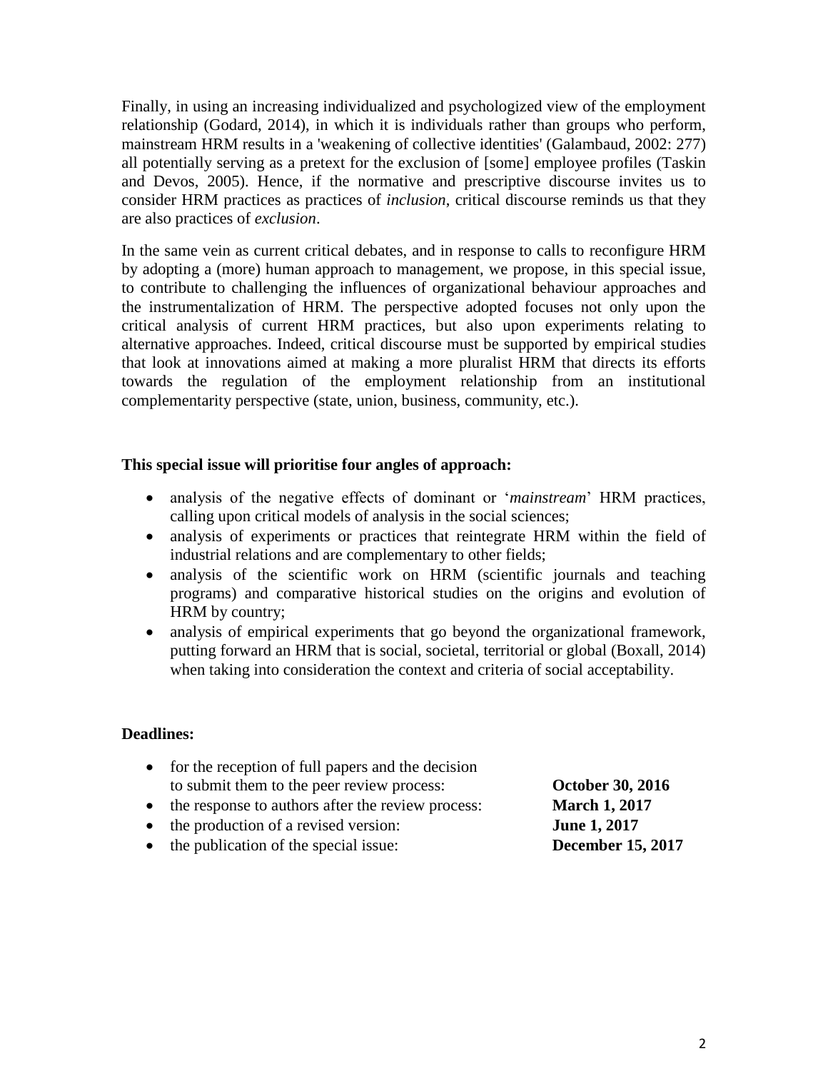Finally, in using an increasing individualized and psychologized view of the employment relationship (Godard, 2014), in which it is individuals rather than groups who perform, mainstream HRM results in a 'weakening of collective identities' (Galambaud, 2002: 277) all potentially serving as a pretext for the exclusion of [some] employee profiles (Taskin and Devos, 2005). Hence, if the normative and prescriptive discourse invites us to consider HRM practices as practices of *inclusion*, critical discourse reminds us that they are also practices of *exclusion*.

In the same vein as current critical debates, and in response to calls to reconfigure HRM by adopting a (more) human approach to management, we propose, in this special issue, to contribute to challenging the influences of organizational behaviour approaches and the instrumentalization of HRM. The perspective adopted focuses not only upon the critical analysis of current HRM practices, but also upon experiments relating to alternative approaches. Indeed, critical discourse must be supported by empirical studies that look at innovations aimed at making a more pluralist HRM that directs its efforts towards the regulation of the employment relationship from an institutional complementarity perspective (state, union, business, community, etc.).

**This special issue will prioritise four angles of approach:**

- analysis of the negative effects of dominant or '*mainstream*' HRM practices, calling upon critical models of analysis in the social sciences;
- analysis of experiments or practices that reintegrate HRM within the field of industrial relations and are complementary to other fields;
- analysis of the scientific work on HRM (scientific journals and teaching programs) and comparative historical studies on the origins and evolution of HRM by country;
- analysis of empirical experiments that go beyond the organizational framework, putting forward an HRM that is social, societal, territorial or global (Boxall, 2014) when taking into consideration the context and criteria of social acceptability.

**Deadlines:**

- for the reception of full papers and the decision to submit them to the peer review process: **October 30, 2016**
- the response to authors after the review process: **March 1, 2017**
- the production of a revised version: **June 1, 2017**
- the publication of the special issue: **December 15, 2017**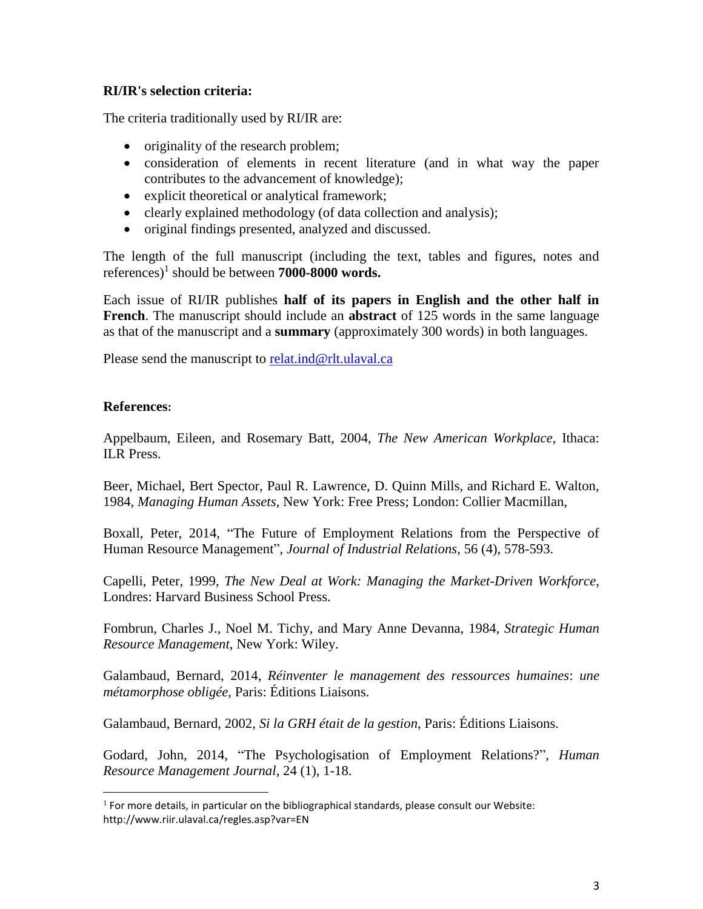**RI/IR's selection criteria:**

The criteria traditionally used by RI/IR are:

- originality of the research problem;
- consideration of elements in recent literature (and in what way the paper contributes to the advancement of knowledge);
- explicit theoretical or analytical framework;
- clearly explained methodology (of data collection and analysis);
- original findings presented, analyzed and discussed.

The length of the full manuscript (including the text, tables and figures, notes and references)[1] should be between **7000-8000 words.**

Each issue of RI/IR publishes **half of its papers in English and the other half in French**. The manuscript should include an **abstract** of 125 words in the same language as that of the manuscript and a **summary** (approximately 300 words) in both languages.

Please send the manuscript to relat.ind@rlt.ulaval.ca

**References:**

Appelbaum, Eileen, and Rosemary Batt, 2004, *The New American Workplace*, Ithaca: ILR Press.

Beer, Michael, Bert Spector, Paul R. Lawrence, D. Quinn Mills, and Richard E. Walton, 1984, *Managing Human Assets*, New York: Free Press; London: Collier Macmillan,

Boxall, Peter, 2014, "The Future of Employment Relations from the Perspective of Human Resource Management", *Journal of Industrial Relations*, 56 (4), 578-593.

Capelli, Peter, 1999, *The New Deal at Work: Managing the Market-Driven Workforce*, Londres: Harvard Business School Press.

Fombrun, Charles J., Noel M. Tichy, and Mary Anne Devanna, 1984, *Strategic Human Resource Management*, New York: Wiley.

Galambaud, Bernard, 2014, *Réinventer le management des ressources humaines*: *une métamorphose obligée*, Paris: Éditions Liaisons.

Galambaud, Bernard, 2002, *Si la GRH était de la gestion*, Paris: Éditions Liaisons.

Godard, John, 2014, "The Psychologisation of Employment Relations?", *Human Resource Management Journal*, 24 (1), 1-18.

[1] For more details, in particular on the bibliographical standards, please consult our Website: http://www.riir.ulaval.ca/regles.asp?var=EN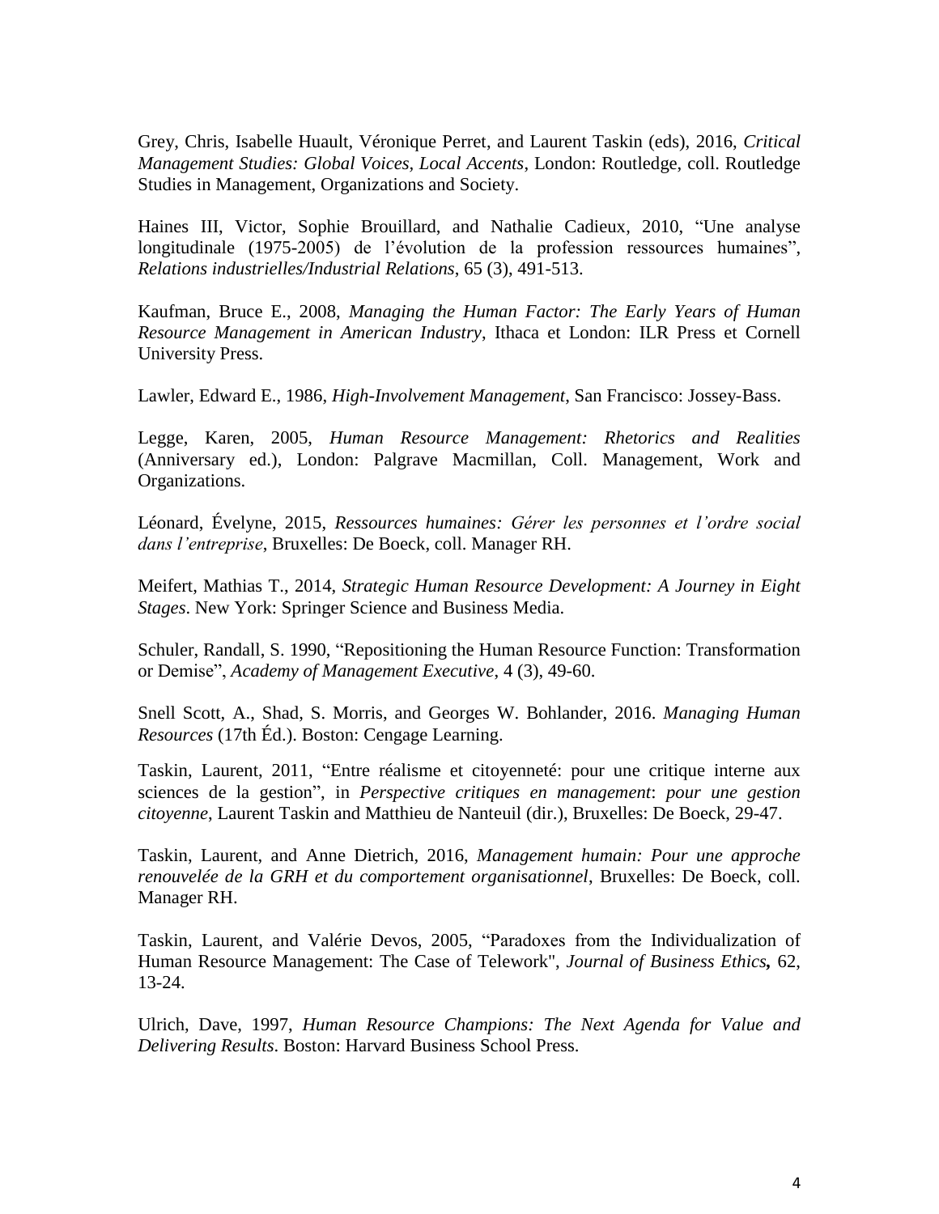Grey, Chris, Isabelle Huault, Véronique Perret, and Laurent Taskin (eds), 2016, *Critical Management Studies: Global Voices, Local Accents*, London: Routledge, coll. Routledge Studies in Management, Organizations and Society.

Haines III, Victor, Sophie Brouillard, and Nathalie Cadieux, 2010, "Une analyse longitudinale (1975-2005) de l'évolution de la profession ressources humaines", *Relations industrielles/Industrial Relations*, 65 (3), 491-513.

Kaufman, Bruce E., 2008, *Managing the Human Factor: The Early Years of Human Resource Management in American Industry*, Ithaca et London: ILR Press et Cornell University Press.

Lawler, Edward E., 1986, *High-Involvement Management*, San Francisco: Jossey-Bass.

Legge, Karen, 2005, *Human Resource Management: Rhetorics and Realities* (Anniversary ed.), London: Palgrave Macmillan, Coll. Management, Work and Organizations.

Léonard, Évelyne, 2015, *Ressources humaines: Gérer les personnes et l'ordre social dans l'entreprise*, Bruxelles: De Boeck, coll. Manager RH.

Meifert, Mathias T., 2014, *Strategic Human Resource Development: A Journey in Eight Stages*. New York: Springer Science and Business Media.

Schuler, Randall, S. 1990, "Repositioning the Human Resource Function: Transformation or Demise", *Academy of Management Executive*, 4 (3), 49-60.

Snell Scott, A., Shad, S. Morris, and Georges W. Bohlander, 2016. *Managing Human Resources* (17th Éd.). Boston: Cengage Learning.

Taskin, Laurent, 2011, "Entre réalisme et citoyenneté: pour une critique interne aux sciences de la gestion", in *Perspective critiques en management*: *pour une gestion citoyenne*, Laurent Taskin and Matthieu de Nanteuil (dir.), Bruxelles: De Boeck, 29-47.

Taskin, Laurent, and Anne Dietrich, 2016, *Management humain: Pour une approche renouvelée de la GRH et du comportement organisationnel*, Bruxelles: De Boeck, coll. Manager RH.

Taskin, Laurent, and Valérie Devos, 2005, "Paradoxes from the Individualization of Human Resource Management: The Case of Telework", *Journal of Business Ethics***,** 62, 13-24.

Ulrich, Dave, 1997, *Human Resource Champions: The Next Agenda for Value and Delivering Results*. Boston: Harvard Business School Press.